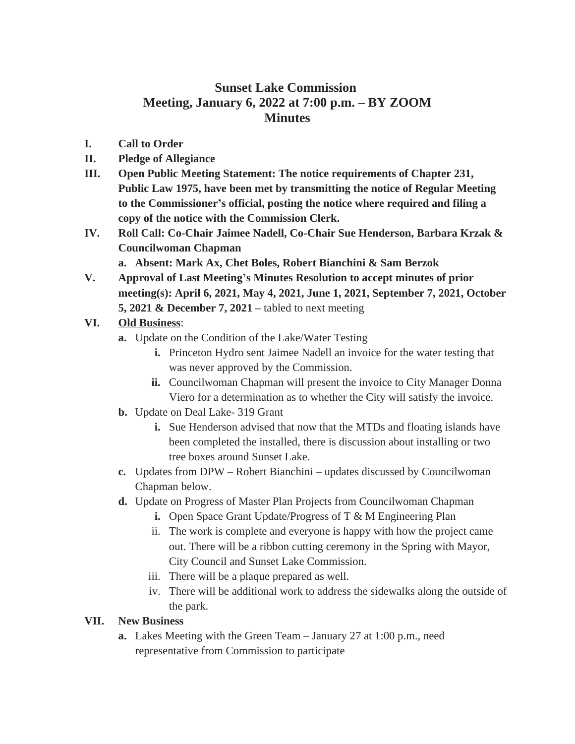# Sunset Lake Commission
## Meeting, January 6, 2022 at 7:00 p.m. – BY ZOOM
## Minutes

**I. Call to Order**

**II. Pledge of Allegiance**

**III. Open Public Meeting Statement: The notice requirements of Chapter 231, Public Law 1975, have been met by transmitting the notice of Regular Meeting to the Commissioner's official, posting the notice where required and filing a copy of the notice with the Commission Clerk.**

**IV. Roll Call: Co-Chair Jaimee Nadell, Co-Chair Sue Henderson, Barbara Krzak & Councilwoman Chapman**

- **a. Absent: Mark Ax, Chet Boles, Robert Bianchini & Sam Berzok**

**V. Approval of Last Meeting's Minutes Resolution to accept minutes of prior meeting(s): April 6, 2021, May 4, 2021, June 1, 2021, September 7, 2021, October 5, 2021 & December 7, 2021 –** tabled to next meeting

**VI. <u>Old Business</u>:**

- **a.** Update on the Condition of the Lake/Water Testing
  - **i.** Princeton Hydro sent Jaimee Nadell an invoice for the water testing that was never approved by the Commission.
  - **ii.** Councilwoman Chapman will present the invoice to City Manager Donna Viero for a determination as to whether the City will satisfy the invoice.
- **b.** Update on Deal Lake- 319 Grant
  - **i.** Sue Henderson advised that now that the MTDs and floating islands have been completed the installed, there is discussion about installing or two tree boxes around Sunset Lake.
- **c.** Updates from DPW – Robert Bianchini – updates discussed by Councilwoman Chapman below.
- **d.** Update on Progress of Master Plan Projects from Councilwoman Chapman
  - **i.** Open Space Grant Update/Progress of T & M Engineering Plan
  - ii. The work is complete and everyone is happy with how the project came out. There will be a ribbon cutting ceremony in the Spring with Mayor, City Council and Sunset Lake Commission.
  - iii. There will be a plaque prepared as well.
  - iv. There will be additional work to address the sidewalks along the outside of the park.

**VII. New Business**

- **a.** Lakes Meeting with the Green Team – January 27 at 1:00 p.m., need representative from Commission to participate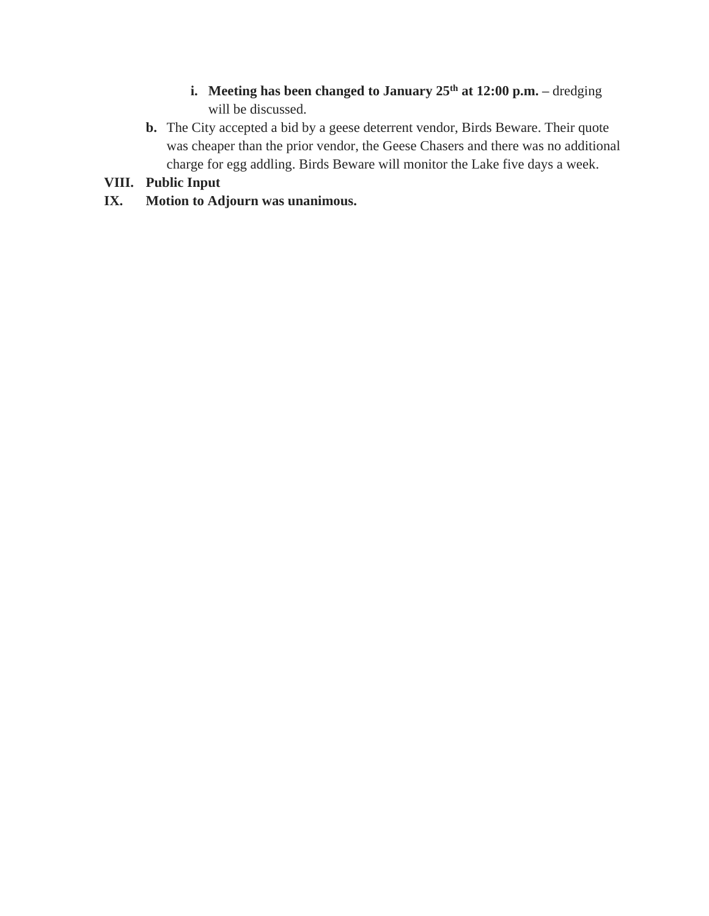i. **Meeting has been changed to January 25th at 12:00 p.m. –** dredging will be discussed.

b. The City accepted a bid by a geese deterrent vendor, Birds Beware. Their quote was cheaper than the prior vendor, the Geese Chasers and there was no additional charge for egg addling. Birds Beware will monitor the Lake five days a week.

**VIII. Public Input**

**IX. Motion to Adjourn was unanimous.**